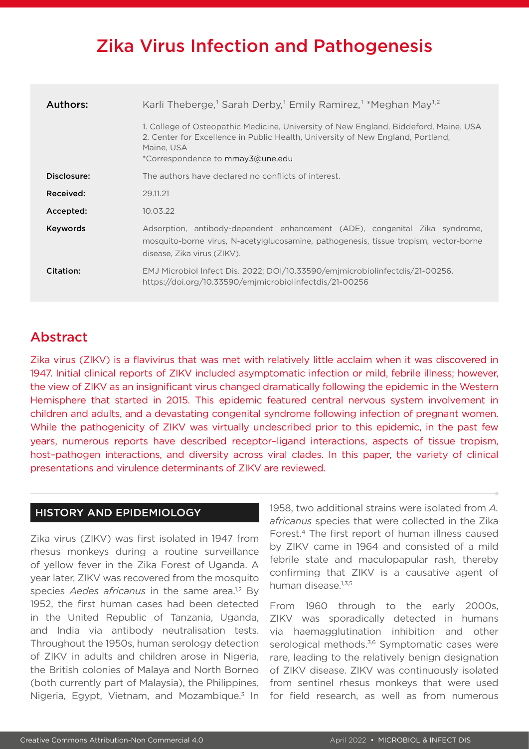# Zika Virus Infection and Pathogenesis

| | |
|---|---|
| **Authors:** | Karli Theberge,[1] Sarah Derby,[1] Emily Ramirez,[1] *Meghan May[1,2]<br><br>1. College of Osteopathic Medicine, University of New England, Biddeford, Maine, USA<br>2. Center for Excellence in Public Health, University of New England, Portland, Maine, USA<br>*Correspondence to mmay3@une.edu |
| **Disclosure:** | The authors have declared no conflicts of interest. |
| **Received:** | 29.11.21 |
| **Accepted:** | 10.03.22 |
| **Keywords** | Adsorption, antibody-dependent enhancement (ADE), congenital Zika syndrome, mosquito-borne virus, N-acetylglucosamine, pathogenesis, tissue tropism, vector-borne disease, Zika virus (ZIKV). |
| **Citation:** | EMJ Microbiol Infect Dis. 2022; DOI/10.33590/emjmicrobiolinfectdis/21-00256. https://doi.org/10.33590/emjmicrobiolinfectdis/21-00256 |

## Abstract

Zika virus (ZIKV) is a flavivirus that was met with relatively little acclaim when it was discovered in 1947. Initial clinical reports of ZIKV included asymptomatic infection or mild, febrile illness; however, the view of ZIKV as an insignificant virus changed dramatically following the epidemic in the Western Hemisphere that started in 2015. This epidemic featured central nervous system involvement in children and adults, and a devastating congenital syndrome following infection of pregnant women. While the pathogenicity of ZIKV was virtually undescribed prior to this epidemic, in the past few years, numerous reports have described receptor–ligand interactions, aspects of tissue tropism, host–pathogen interactions, and diversity across viral clades. In this paper, the variety of clinical presentations and virulence determinants of ZIKV are reviewed.

## HISTORY AND EPIDEMIOLOGY

Zika virus (ZIKV) was first isolated in 1947 from rhesus monkeys during a routine surveillance of yellow fever in the Zika Forest of Uganda. A year later, ZIKV was recovered from the mosquito species *Aedes africanus* in the same area.[1,2] By 1952, the first human cases had been detected in the United Republic of Tanzania, Uganda, and India via antibody neutralisation tests. Throughout the 1950s, human serology detection of ZIKV in adults and children arose in Nigeria, the British colonies of Malaya and North Borneo (both currently part of Malaysia), the Philippines, Nigeria, Egypt, Vietnam, and Mozambique.[3] In 1958, two additional strains were isolated from *A. africanus* species that were collected in the Zika Forest.[4] The first report of human illness caused by ZIKV came in 1964 and consisted of a mild febrile state and maculopapular rash, thereby confirming that ZIKV is a causative agent of human disease.[1,3,5]

From 1960 through to the early 2000s, ZIKV was sporadically detected in humans via haemagglutination inhibition and other serological methods.[3,6] Symptomatic cases were rare, leading to the relatively benign designation of ZIKV disease. ZIKV was continuously isolated from sentinel rhesus monkeys that were used for field research, as well as from numerous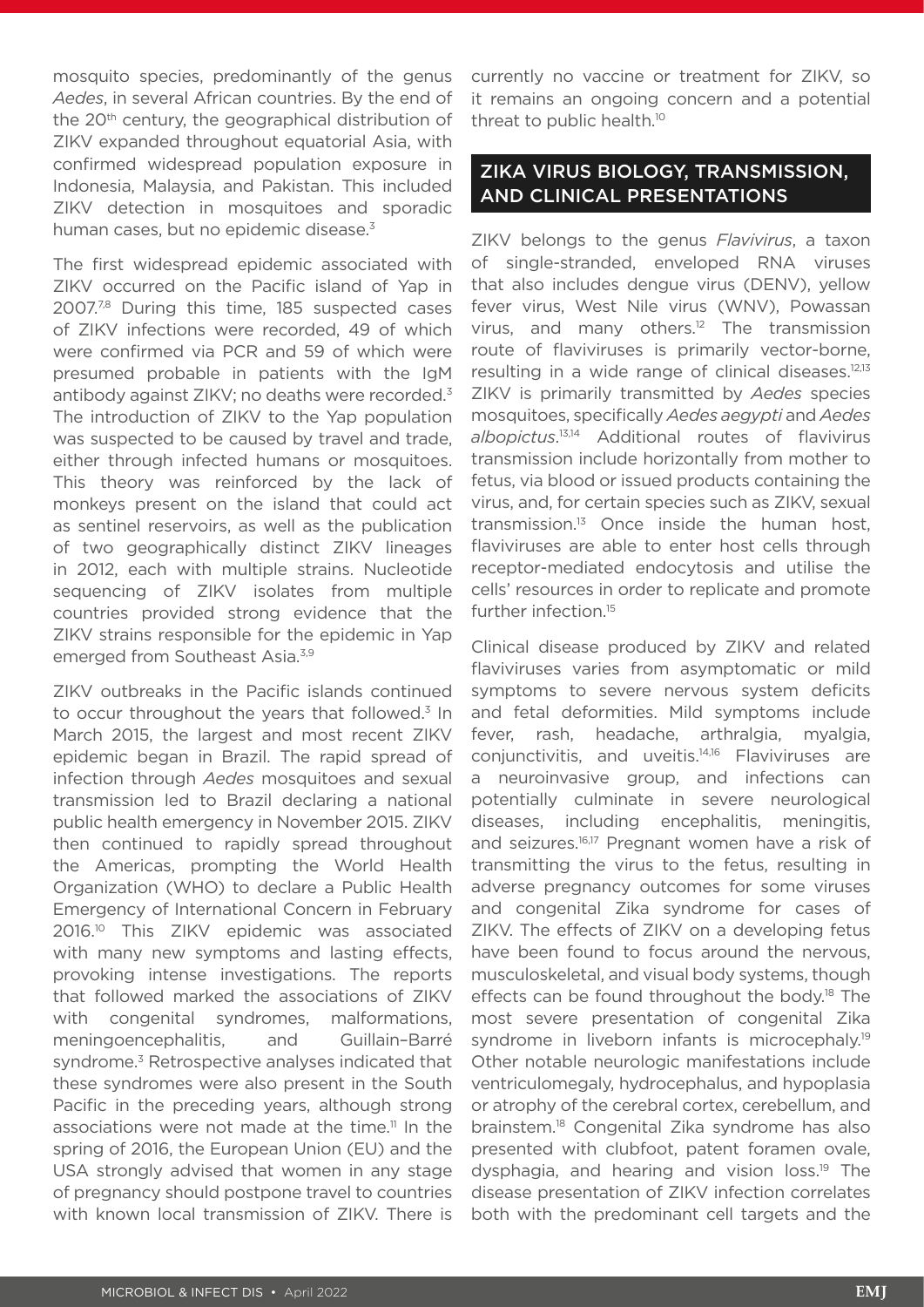mosquito species, predominantly of the genus *Aedes*, in several African countries. By the end of the 20th century, the geographical distribution of ZIKV expanded throughout equatorial Asia, with confirmed widespread population exposure in Indonesia, Malaysia, and Pakistan. This included ZIKV detection in mosquitoes and sporadic human cases, but no epidemic disease.[3]

The first widespread epidemic associated with ZIKV occurred on the Pacific island of Yap in 2007.[7,8] During this time, 185 suspected cases of ZIKV infections were recorded, 49 of which were confirmed via PCR and 59 of which were presumed probable in patients with the IgM antibody against ZIKV; no deaths were recorded.[3] The introduction of ZIKV to the Yap population was suspected to be caused by travel and trade, either through infected humans or mosquitoes. This theory was reinforced by the lack of monkeys present on the island that could act as sentinel reservoirs, as well as the publication of two geographically distinct ZIKV lineages in 2012, each with multiple strains. Nucleotide sequencing of ZIKV isolates from multiple countries provided strong evidence that the ZIKV strains responsible for the epidemic in Yap emerged from Southeast Asia.[3,9]

ZIKV outbreaks in the Pacific islands continued to occur throughout the years that followed.[3] In March 2015, the largest and most recent ZIKV epidemic began in Brazil. The rapid spread of infection through *Aedes* mosquitoes and sexual transmission led to Brazil declaring a national public health emergency in November 2015. ZIKV then continued to rapidly spread throughout the Americas, prompting the World Health Organization (WHO) to declare a Public Health Emergency of International Concern in February 2016.[10] This ZIKV epidemic was associated with many new symptoms and lasting effects, provoking intense investigations. The reports that followed marked the associations of ZIKV with congenital syndromes, malformations, meningoencephalitis, and Guillain–Barré syndrome.[3] Retrospective analyses indicated that these syndromes were also present in the South Pacific in the preceding years, although strong associations were not made at the time.[11] In the spring of 2016, the European Union (EU) and the USA strongly advised that women in any stage of pregnancy should postpone travel to countries with known local transmission of ZIKV. There is currently no vaccine or treatment for ZIKV, so it remains an ongoing concern and a potential threat to public health.[10]

## ZIKA VIRUS BIOLOGY, TRANSMISSION, AND CLINICAL PRESENTATIONS

ZIKV belongs to the genus *Flavivirus*, a taxon of single-stranded, enveloped RNA viruses that also includes dengue virus (DENV), yellow fever virus, West Nile virus (WNV), Powassan virus, and many others.[12] The transmission route of flaviviruses is primarily vector-borne, resulting in a wide range of clinical diseases.[12,13] ZIKV is primarily transmitted by *Aedes* species mosquitoes, specifically *Aedes aegypti* and *Aedes albopictus*.[13,14] Additional routes of flavivirus transmission include horizontally from mother to fetus, via blood or issued products containing the virus, and, for certain species such as ZIKV, sexual transmission.[13] Once inside the human host, flaviviruses are able to enter host cells through receptor-mediated endocytosis and utilise the cells' resources in order to replicate and promote further infection.[15]

Clinical disease produced by ZIKV and related flaviviruses varies from asymptomatic or mild symptoms to severe nervous system deficits and fetal deformities. Mild symptoms include fever, rash, headache, arthralgia, myalgia, conjunctivitis, and uveitis.[14,16] Flaviviruses are a neuroinvasive group, and infections can potentially culminate in severe neurological diseases, including encephalitis, meningitis, and seizures.[16,17] Pregnant women have a risk of transmitting the virus to the fetus, resulting in adverse pregnancy outcomes for some viruses and congenital Zika syndrome for cases of ZIKV. The effects of ZIKV on a developing fetus have been found to focus around the nervous, musculoskeletal, and visual body systems, though effects can be found throughout the body.[18] The most severe presentation of congenital Zika syndrome in liveborn infants is microcephaly.[19] Other notable neurologic manifestations include ventriculomegaly, hydrocephalus, and hypoplasia or atrophy of the cerebral cortex, cerebellum, and brainstem.[18] Congenital Zika syndrome has also presented with clubfoot, patent foramen ovale, dysphagia, and hearing and vision loss.[19] The disease presentation of ZIKV infection correlates both with the predominant cell targets and the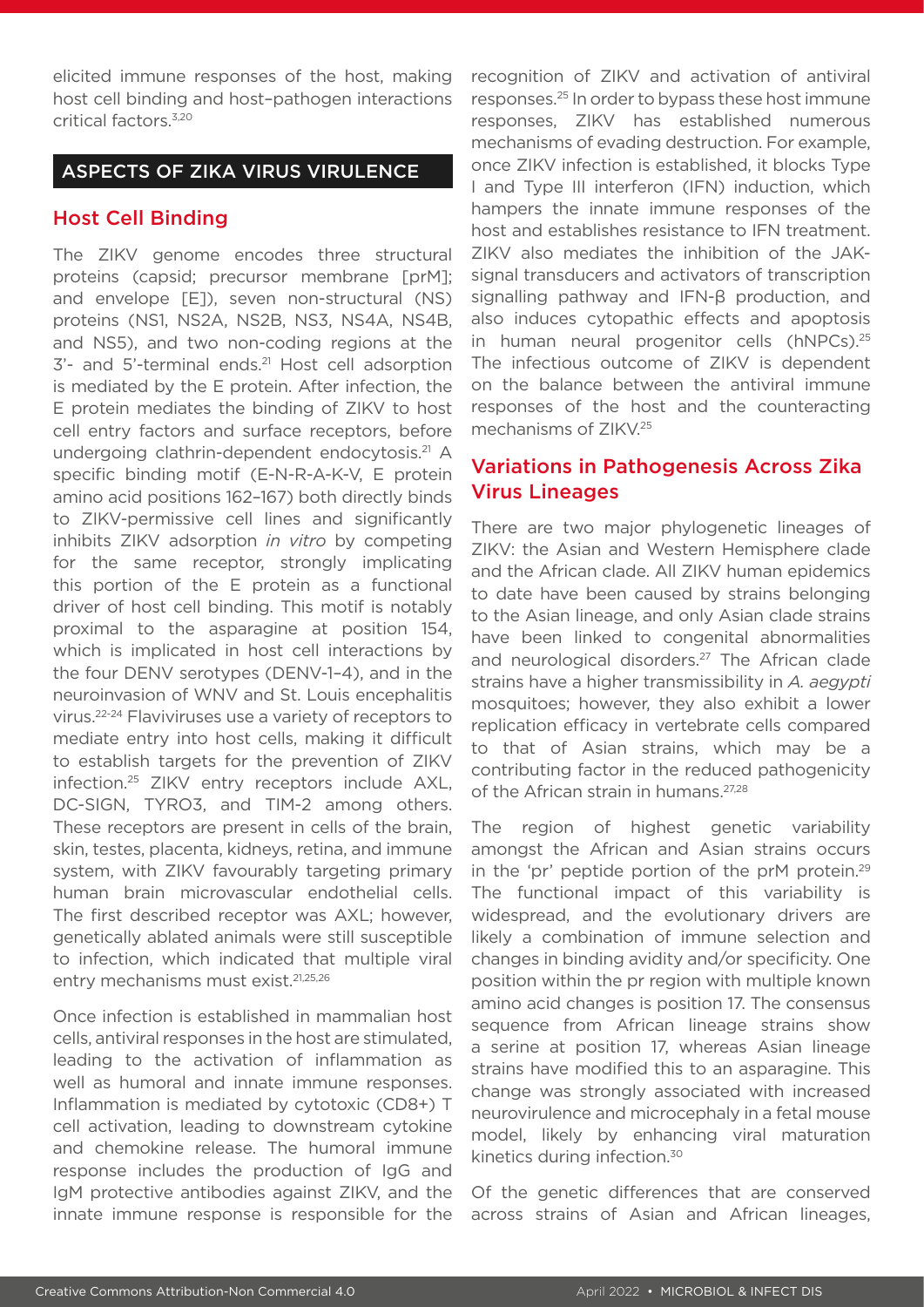elicited immune responses of the host, making host cell binding and host–pathogen interactions critical factors.[3,20]

## ASPECTS OF ZIKA VIRUS VIRULENCE

### Host Cell Binding

The ZIKV genome encodes three structural proteins (capsid; precursor membrane [prM]; and envelope [E]), seven non-structural (NS) proteins (NS1, NS2A, NS2B, NS3, NS4A, NS4B, and NS5), and two non-coding regions at the 3'- and 5'-terminal ends.[21] Host cell adsorption is mediated by the E protein. After infection, the E protein mediates the binding of ZIKV to host cell entry factors and surface receptors, before undergoing clathrin-dependent endocytosis.[21] A specific binding motif (E-N-R-A-K-V, E protein amino acid positions 162–167) both directly binds to ZIKV-permissive cell lines and significantly inhibits ZIKV adsorption *in vitro* by competing for the same receptor, strongly implicating this portion of the E protein as a functional driver of host cell binding. This motif is notably proximal to the asparagine at position 154, which is implicated in host cell interactions by the four DENV serotypes (DENV-1–4), and in the neuroinvasion of WNV and St. Louis encephalitis virus.[22-24] Flaviviruses use a variety of receptors to mediate entry into host cells, making it difficult to establish targets for the prevention of ZIKV infection.[25] ZIKV entry receptors include AXL, DC-SIGN, TYRO3, and TIM-2 among others. These receptors are present in cells of the brain, skin, testes, placenta, kidneys, retina, and immune system, with ZIKV favourably targeting primary human brain microvascular endothelial cells. The first described receptor was AXL; however, genetically ablated animals were still susceptible to infection, which indicated that multiple viral entry mechanisms must exist.[21,25,26]

Once infection is established in mammalian host cells, antiviral responses in the host are stimulated, leading to the activation of inflammation as well as humoral and innate immune responses. Inflammation is mediated by cytotoxic (CD8+) T cell activation, leading to downstream cytokine and chemokine release. The humoral immune response includes the production of IgG and IgM protective antibodies against ZIKV, and the innate immune response is responsible for the recognition of ZIKV and activation of antiviral responses.[25] In order to bypass these host immune responses, ZIKV has established numerous mechanisms of evading destruction. For example, once ZIKV infection is established, it blocks Type I and Type III interferon (IFN) induction, which hampers the innate immune responses of the host and establishes resistance to IFN treatment. ZIKV also mediates the inhibition of the JAK-signal transducers and activators of transcription signalling pathway and IFN-β production, and also induces cytopathic effects and apoptosis in human neural progenitor cells (hNPCs).[25] The infectious outcome of ZIKV is dependent on the balance between the antiviral immune responses of the host and the counteracting mechanisms of ZIKV.[25]

### Variations in Pathogenesis Across Zika Virus Lineages

There are two major phylogenetic lineages of ZIKV: the Asian and Western Hemisphere clade and the African clade. All ZIKV human epidemics to date have been caused by strains belonging to the Asian lineage, and only Asian clade strains have been linked to congenital abnormalities and neurological disorders.[27] The African clade strains have a higher transmissibility in *A. aegypti* mosquitoes; however, they also exhibit a lower replication efficacy in vertebrate cells compared to that of Asian strains, which may be a contributing factor in the reduced pathogenicity of the African strain in humans.[27,28]

The region of highest genetic variability amongst the African and Asian strains occurs in the 'pr' peptide portion of the prM protein.[29] The functional impact of this variability is widespread, and the evolutionary drivers are likely a combination of immune selection and changes in binding avidity and/or specificity. One position within the pr region with multiple known amino acid changes is position 17. The consensus sequence from African lineage strains show a serine at position 17, whereas Asian lineage strains have modified this to an asparagine. This change was strongly associated with increased neurovirulence and microcephaly in a fetal mouse model, likely by enhancing viral maturation kinetics during infection.[30]

Of the genetic differences that are conserved across strains of Asian and African lineages,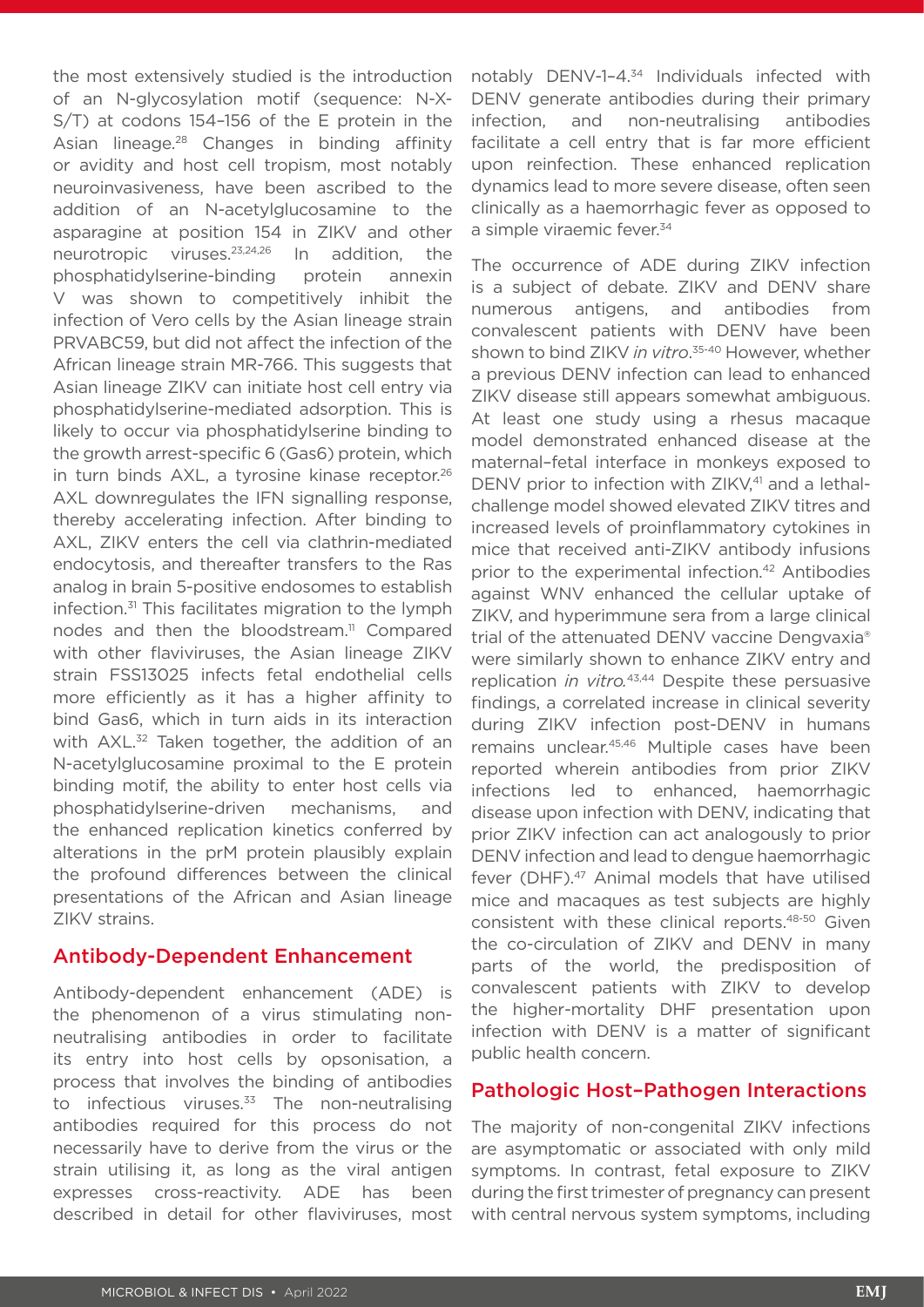the most extensively studied is the introduction of an N-glycosylation motif (sequence: N-X-S/T) at codons 154–156 of the E protein in the Asian lineage.[28] Changes in binding affinity or avidity and host cell tropism, most notably neuroinvasiveness, have been ascribed to the addition of an N-acetylglucosamine to the asparagine at position 154 in ZIKV and other neurotropic viruses.[23,24,26] In addition, the phosphatidylserine-binding protein annexin V was shown to competitively inhibit the infection of Vero cells by the Asian lineage strain PRVABC59, but did not affect the infection of the African lineage strain MR-766. This suggests that Asian lineage ZIKV can initiate host cell entry via phosphatidylserine-mediated adsorption. This is likely to occur via phosphatidylserine binding to the growth arrest-specific 6 (Gas6) protein, which in turn binds AXL, a tyrosine kinase receptor.[26] AXL downregulates the IFN signalling response, thereby accelerating infection. After binding to AXL, ZIKV enters the cell via clathrin-mediated endocytosis, and thereafter transfers to the Ras analog in brain 5-positive endosomes to establish infection.[31] This facilitates migration to the lymph nodes and then the bloodstream.[11] Compared with other flaviviruses, the Asian lineage ZIKV strain FSS13025 infects fetal endothelial cells more efficiently as it has a higher affinity to bind Gas6, which in turn aids in its interaction with AXL.[32] Taken together, the addition of an N-acetylglucosamine proximal to the E protein binding motif, the ability to enter host cells via phosphatidylserine-driven mechanisms, and the enhanced replication kinetics conferred by alterations in the prM protein plausibly explain the profound differences between the clinical presentations of the African and Asian lineage ZIKV strains.

## Antibody-Dependent Enhancement

Antibody-dependent enhancement (ADE) is the phenomenon of a virus stimulating non-neutralising antibodies in order to facilitate its entry into host cells by opsonisation, a process that involves the binding of antibodies to infectious viruses.[33] The non-neutralising antibodies required for this process do not necessarily have to derive from the virus or the strain utilising it, as long as the viral antigen expresses cross-reactivity. ADE has been described in detail for other flaviviruses, most notably DENV-1–4.[34] Individuals infected with DENV generate antibodies during their primary infection, and non-neutralising antibodies facilitate a cell entry that is far more efficient upon reinfection. These enhanced replication dynamics lead to more severe disease, often seen clinically as a haemorrhagic fever as opposed to a simple viraemic fever.[34]

The occurrence of ADE during ZIKV infection is a subject of debate. ZIKV and DENV share numerous antigens, and antibodies from convalescent patients with DENV have been shown to bind ZIKV *in vitro*.[35-40] However, whether a previous DENV infection can lead to enhanced ZIKV disease still appears somewhat ambiguous. At least one study using a rhesus macaque model demonstrated enhanced disease at the maternal–fetal interface in monkeys exposed to DENV prior to infection with ZIKV,[41] and a lethal-challenge model showed elevated ZIKV titres and increased levels of proinflammatory cytokines in mice that received anti-ZIKV antibody infusions prior to the experimental infection.[42] Antibodies against WNV enhanced the cellular uptake of ZIKV, and hyperimmune sera from a large clinical trial of the attenuated DENV vaccine Dengvaxia® were similarly shown to enhance ZIKV entry and replication *in vitro*.[43,44] Despite these persuasive findings, a correlated increase in clinical severity during ZIKV infection post-DENV in humans remains unclear.[45,46] Multiple cases have been reported wherein antibodies from prior ZIKV infections led to enhanced, haemorrhagic disease upon infection with DENV, indicating that prior ZIKV infection can act analogously to prior DENV infection and lead to dengue haemorrhagic fever (DHF).[47] Animal models that have utilised mice and macaques as test subjects are highly consistent with these clinical reports.[48-50] Given the co-circulation of ZIKV and DENV in many parts of the world, the predisposition of convalescent patients with ZIKV to develop the higher-mortality DHF presentation upon infection with DENV is a matter of significant public health concern.

## Pathologic Host–Pathogen Interactions

The majority of non-congenital ZIKV infections are asymptomatic or associated with only mild symptoms. In contrast, fetal exposure to ZIKV during the first trimester of pregnancy can present with central nervous system symptoms, including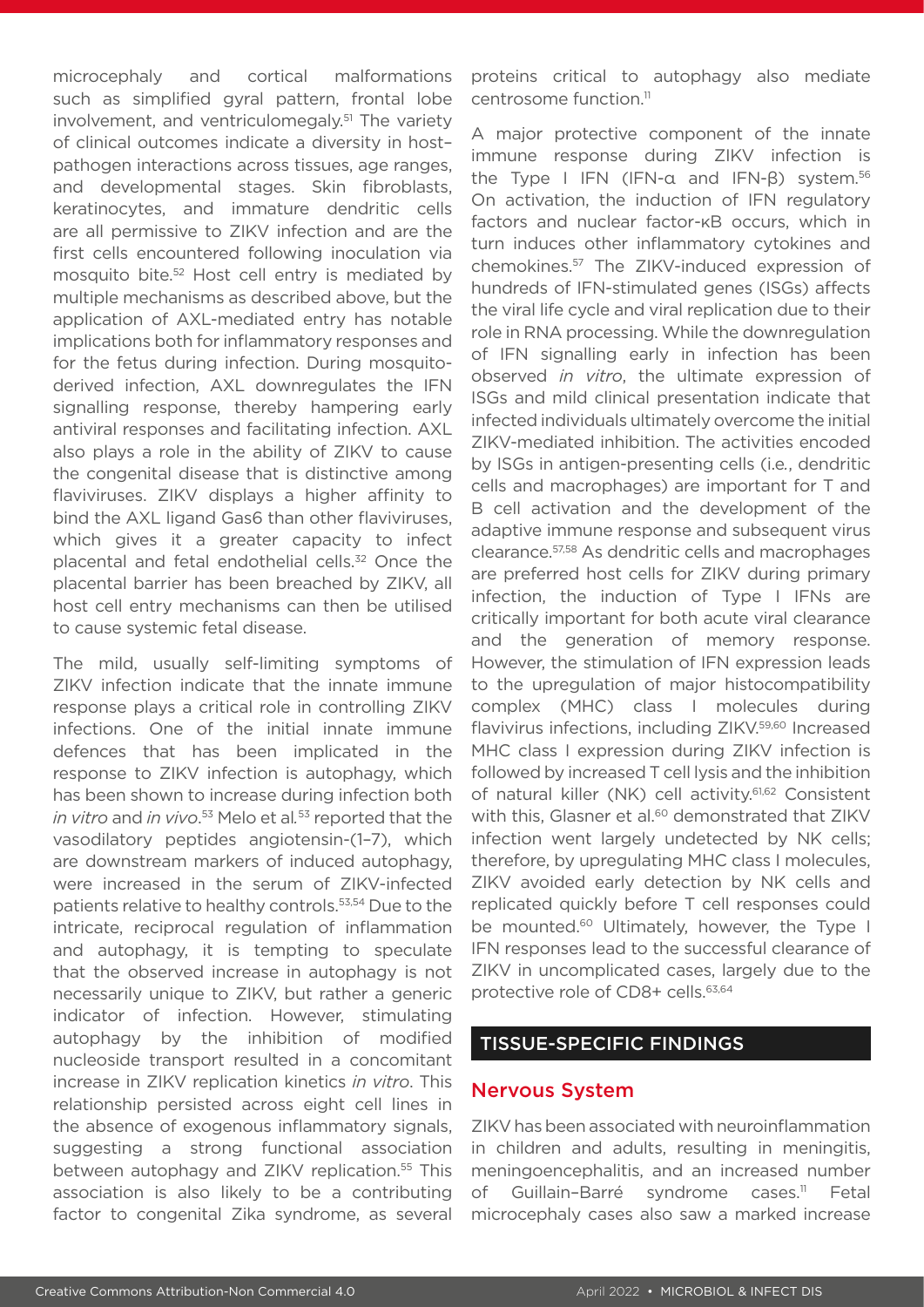microcephaly and cortical malformations such as simplified gyral pattern, frontal lobe involvement, and ventriculomegaly.[51] The variety of clinical outcomes indicate a diversity in host–pathogen interactions across tissues, age ranges, and developmental stages. Skin fibroblasts, keratinocytes, and immature dendritic cells are all permissive to ZIKV infection and are the first cells encountered following inoculation via mosquito bite.[52] Host cell entry is mediated by multiple mechanisms as described above, but the application of AXL-mediated entry has notable implications both for inflammatory responses and for the fetus during infection. During mosquito-derived infection, AXL downregulates the IFN signalling response, thereby hampering early antiviral responses and facilitating infection. AXL also plays a role in the ability of ZIKV to cause the congenital disease that is distinctive among flaviviruses. ZIKV displays a higher affinity to bind the AXL ligand Gas6 than other flaviviruses, which gives it a greater capacity to infect placental and fetal endothelial cells.[32] Once the placental barrier has been breached by ZIKV, all host cell entry mechanisms can then be utilised to cause systemic fetal disease.

The mild, usually self-limiting symptoms of ZIKV infection indicate that the innate immune response plays a critical role in controlling ZIKV infections. One of the initial innate immune defences that has been implicated in the response to ZIKV infection is autophagy, which has been shown to increase during infection both *in vitro* and *in vivo*.[53] Melo et al.[53] reported that the vasodilatory peptides angiotensin-(1–7), which are downstream markers of induced autophagy, were increased in the serum of ZIKV-infected patients relative to healthy controls.[53,54] Due to the intricate, reciprocal regulation of inflammation and autophagy, it is tempting to speculate that the observed increase in autophagy is not necessarily unique to ZIKV, but rather a generic indicator of infection. However, stimulating autophagy by the inhibition of modified nucleoside transport resulted in a concomitant increase in ZIKV replication kinetics *in vitro*. This relationship persisted across eight cell lines in the absence of exogenous inflammatory signals, suggesting a strong functional association between autophagy and ZIKV replication.[55] This association is also likely to be a contributing factor to congenital Zika syndrome, as several proteins critical to autophagy also mediate centrosome function.[11]

A major protective component of the innate immune response during ZIKV infection is the Type I IFN (IFN-α and IFN-β) system.[56] On activation, the induction of IFN regulatory factors and nuclear factor-κB occurs, which in turn induces other inflammatory cytokines and chemokines.[57] The ZIKV-induced expression of hundreds of IFN-stimulated genes (ISGs) affects the viral life cycle and viral replication due to their role in RNA processing. While the downregulation of IFN signalling early in infection has been observed *in vitro*, the ultimate expression of ISGs and mild clinical presentation indicate that infected individuals ultimately overcome the initial ZIKV-mediated inhibition. The activities encoded by ISGs in antigen-presenting cells (i.e., dendritic cells and macrophages) are important for T and B cell activation and the development of the adaptive immune response and subsequent virus clearance.[57,58] As dendritic cells and macrophages are preferred host cells for ZIKV during primary infection, the induction of Type I IFNs are critically important for both acute viral clearance and the generation of memory response. However, the stimulation of IFN expression leads to the upregulation of major histocompatibility complex (MHC) class I molecules during flavivirus infections, including ZIKV.[59,60] Increased MHC class I expression during ZIKV infection is followed by increased T cell lysis and the inhibition of natural killer (NK) cell activity.[61,62] Consistent with this, Glasner et al.[60] demonstrated that ZIKV infection went largely undetected by NK cells; therefore, by upregulating MHC class I molecules, ZIKV avoided early detection by NK cells and replicated quickly before T cell responses could be mounted.[60] Ultimately, however, the Type I IFN responses lead to the successful clearance of ZIKV in uncomplicated cases, largely due to the protective role of CD8+ cells.[63,64]

## TISSUE-SPECIFIC FINDINGS

### Nervous System

ZIKV has been associated with neuroinflammation in children and adults, resulting in meningitis, meningoencephalitis, and an increased number of Guillain–Barré syndrome cases.[11] Fetal microcephaly cases also saw a marked increase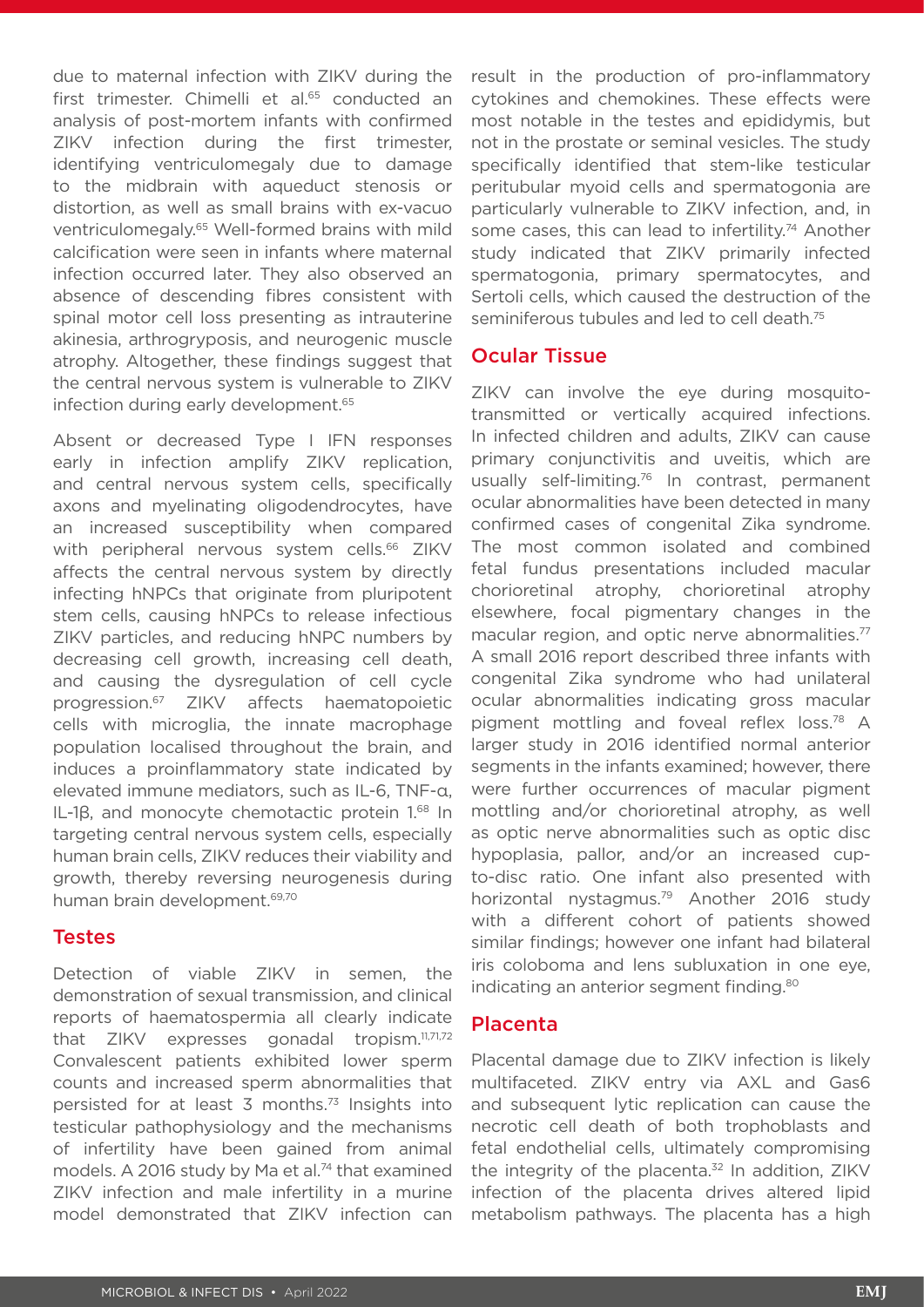due to maternal infection with ZIKV during the first trimester. Chimelli et al.[65] conducted an analysis of post-mortem infants with confirmed ZIKV infection during the first trimester, identifying ventriculomegaly due to damage to the midbrain with aqueduct stenosis or distortion, as well as small brains with ex-vacuo ventriculomegaly.[65] Well-formed brains with mild calcification were seen in infants where maternal infection occurred later. They also observed an absence of descending fibres consistent with spinal motor cell loss presenting as intrauterine akinesia, arthrogryposis, and neurogenic muscle atrophy. Altogether, these findings suggest that the central nervous system is vulnerable to ZIKV infection during early development.[65]

Absent or decreased Type I IFN responses early in infection amplify ZIKV replication, and central nervous system cells, specifically axons and myelinating oligodendrocytes, have an increased susceptibility when compared with peripheral nervous system cells.[66] ZIKV affects the central nervous system by directly infecting hNPCs that originate from pluripotent stem cells, causing hNPCs to release infectious ZIKV particles, and reducing hNPC numbers by decreasing cell growth, increasing cell death, and causing the dysregulation of cell cycle progression.[67] ZIKV affects haematopoietic cells with microglia, the innate macrophage population localised throughout the brain, and induces a proinflammatory state indicated by elevated immune mediators, such as IL-6, TNF-α, IL-1β, and monocyte chemotactic protein 1.[68] In targeting central nervous system cells, especially human brain cells, ZIKV reduces their viability and growth, thereby reversing neurogenesis during human brain development.[69,70]

## Testes

Detection of viable ZIKV in semen, the demonstration of sexual transmission, and clinical reports of haematospermia all clearly indicate that ZIKV expresses gonadal tropism.[11,71,72] Convalescent patients exhibited lower sperm counts and increased sperm abnormalities that persisted for at least 3 months.[73] Insights into testicular pathophysiology and the mechanisms of infertility have been gained from animal models. A 2016 study by Ma et al.[74] that examined ZIKV infection and male infertility in a murine model demonstrated that ZIKV infection can result in the production of pro-inflammatory cytokines and chemokines. These effects were most notable in the testes and epididymis, but not in the prostate or seminal vesicles. The study specifically identified that stem-like testicular peritubular myoid cells and spermatogonia are particularly vulnerable to ZIKV infection, and, in some cases, this can lead to infertility.[74] Another study indicated that ZIKV primarily infected spermatogonia, primary spermatocytes, and Sertoli cells, which caused the destruction of the seminiferous tubules and led to cell death.[75]

## Ocular Tissue

ZIKV can involve the eye during mosquito-transmitted or vertically acquired infections. In infected children and adults, ZIKV can cause primary conjunctivitis and uveitis, which are usually self-limiting.[76] In contrast, permanent ocular abnormalities have been detected in many confirmed cases of congenital Zika syndrome. The most common isolated and combined fetal fundus presentations included macular chorioretinal atrophy, chorioretinal atrophy elsewhere, focal pigmentary changes in the macular region, and optic nerve abnormalities.[77] A small 2016 report described three infants with congenital Zika syndrome who had unilateral ocular abnormalities indicating gross macular pigment mottling and foveal reflex loss.[78] A larger study in 2016 identified normal anterior segments in the infants examined; however, there were further occurrences of macular pigment mottling and/or chorioretinal atrophy, as well as optic nerve abnormalities such as optic disc hypoplasia, pallor, and/or an increased cup-to-disc ratio. One infant also presented with horizontal nystagmus.[79] Another 2016 study with a different cohort of patients showed similar findings; however one infant had bilateral iris coloboma and lens subluxation in one eye, indicating an anterior segment finding.[80]

## Placenta

Placental damage due to ZIKV infection is likely multifaceted. ZIKV entry via AXL and Gas6 and subsequent lytic replication can cause the necrotic cell death of both trophoblasts and fetal endothelial cells, ultimately compromising the integrity of the placenta.[32] In addition, ZIKV infection of the placenta drives altered lipid metabolism pathways. The placenta has a high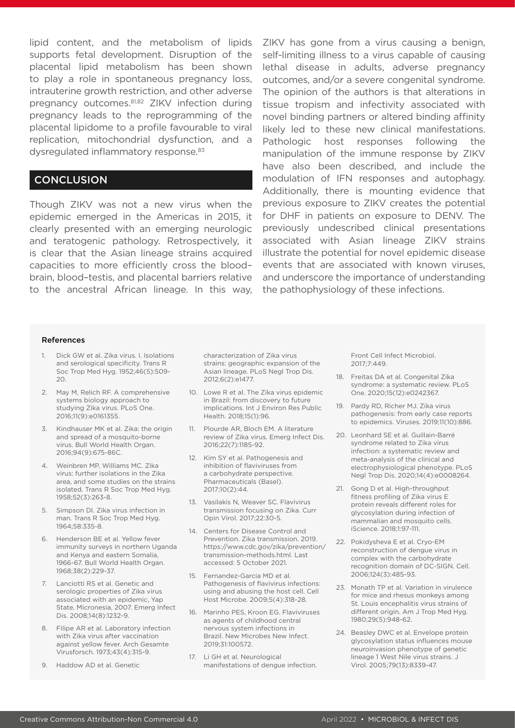lipid content, and the metabolism of lipids supports fetal development. Disruption of the placental lipid metabolism has been shown to play a role in spontaneous pregnancy loss, intrauterine growth restriction, and other adverse pregnancy outcomes.[81,82] ZIKV infection during pregnancy leads to the reprogramming of the placental lipidome to a profile favourable to viral replication, mitochondrial dysfunction, and a dysregulated inflammatory response.[83]

## CONCLUSION

Though ZIKV was not a new virus when the epidemic emerged in the Americas in 2015, it clearly presented with an emerging neurologic and teratogenic pathology. Retrospectively, it is clear that the Asian lineage strains acquired capacities to more efficiently cross the blood–brain, blood–testis, and placental barriers relative to the ancestral African lineage. In this way, ZIKV has gone from a virus causing a benign, self-limiting illness to a virus capable of causing lethal disease in adults, adverse pregnancy outcomes, and/or a severe congenital syndrome. The opinion of the authors is that alterations in tissue tropism and infectivity associated with novel binding partners or altered binding affinity likely led to these new clinical manifestations. Pathologic host responses following the manipulation of the immune response by ZIKV have also been described, and include the modulation of IFN responses and autophagy. Additionally, there is mounting evidence that previous exposure to ZIKV creates the potential for DHF in patients on exposure to DENV. The previously undescribed clinical presentations associated with Asian lineage ZIKV strains illustrate the potential for novel epidemic disease events that are associated with known viruses, and underscore the importance of understanding the pathophysiology of these infections.

### References

1. Dick GW et al. Zika virus. I. Isolations and serological specificity. Trans R Soc Trop Med Hyg. 1952;46(5):509-20.
2. May M, Relich RF. A comprehensive systems biology approach to studying Zika virus. PLoS One. 2016;11(9):e0161355.
3. Kindhauser MK et al. Zika: the origin and spread of a mosquito-borne virus. Bull World Health Organ. 2016;94(9):675-86C.
4. Weinbren MP, Williams MC. Zika virus: further isolations in the Zika area, and some studies on the strains isolated. Trans R Soc Trop Med Hyg. 1958;52(3):263-8.
5. Simpson DI. Zika virus infection in man. Trans R Soc Trop Med Hyg. 1964;58:335-8.
6. Henderson BE et al. Yellow fever immunity surveys in northern Uganda and Kenya and eastern Somalia, 1966-67. Bull World Health Organ. 1968;38(2):229-37.
7. Lanciotti RS et al. Genetic and serologic properties of Zika virus associated with an epidemic, Yap State, Micronesia, 2007. Emerg Infect Dis. 2008;14(8):1232-9.
8. Filipe AR et al. Laboratory infection with Zika virus after vaccination against yellow fever. Arch Gesamte Virusforsch. 1973;43(4):315-9.
9. Haddow AD et al. Genetic characterization of Zika virus strains: geographic expansion of the Asian lineage. PLoS Negl Trop Dis. 2012;6(2):e1477.
10. Lowe R et al. The Zika virus epidemic in Brazil: from discovery to future implications. Int J Environ Res Public Health. 2018;15(1):96.
11. Plourde AR, Bloch EM. A literature review of Zika virus. Emerg Infect Dis. 2016;22(7):1185-92.
12. Kim SY et al. Pathogenesis and inhibition of flaviviruses from a carbohydrate perspective. Pharmaceuticals (Basel). 2017;10(2):44.
13. Vasilakis N, Weaver SC. Flavivirus transmission focusing on Zika. Curr Opin Virol. 2017;22:30-5.
14. Centers for Disease Control and Prevention. Zika transmission. 2019. https://www.cdc.gov/zika/prevention/transmission-methods.html. Last accessed: 5 October 2021.
15. Fernandez-Garcia MD et al. Pathogenesis of flavivirus infections: using and abusing the host cell. Cell Host Microbe. 2009;5(4):318-28.
16. Marinho PES, Kroon EG. Flaviviruses as agents of childhood central nervous system infections in Brazil. New Microbes New Infect. 2019;31:100572.
17. Li GH et al. Neurological manifestations of dengue infection. Front Cell Infect Microbiol. 2017;7:449.
18. Freitas DA et al. Congenital Zika syndrome: a systematic review. PLoS One. 2020;15(12):e0242367.
19. Pardy RD, Richer MJ. Zika virus pathogenesis: from early case reports to epidemics. Viruses. 2019;11(10):886.
20. Leonhard SE et al. Guillain-Barré syndrome related to Zika virus infection: a systematic review and meta-analysis of the clinical and electrophysiological phenotype. PLoS Negl Trop Dis. 2020;14(4):e0008264.
21. Gong D et al. High-throughput fitness profiling of Zika virus E protein reveals different roles for glycosylation during infection of mammalian and mosquito cells. iScience. 2018;1:97-111.
22. Pokidysheva E et al. Cryo-EM reconstruction of dengue virus in complex with the carbohydrate recognition domain of DC-SIGN. Cell. 2006;124(3):485-93.
23. Monath TP et al. Variation in virulence for mice and rhesus monkeys among St. Louis encephalitis virus strains of different origin. Am J Trop Med Hyg. 1980;29(5):948-62.
24. Beasley DWC et al. Envelope protein glycosylation status influences mouse neuroinvasion phenotype of genetic lineage 1 West Nile virus strains. J Virol. 2005;79(13):8339-47.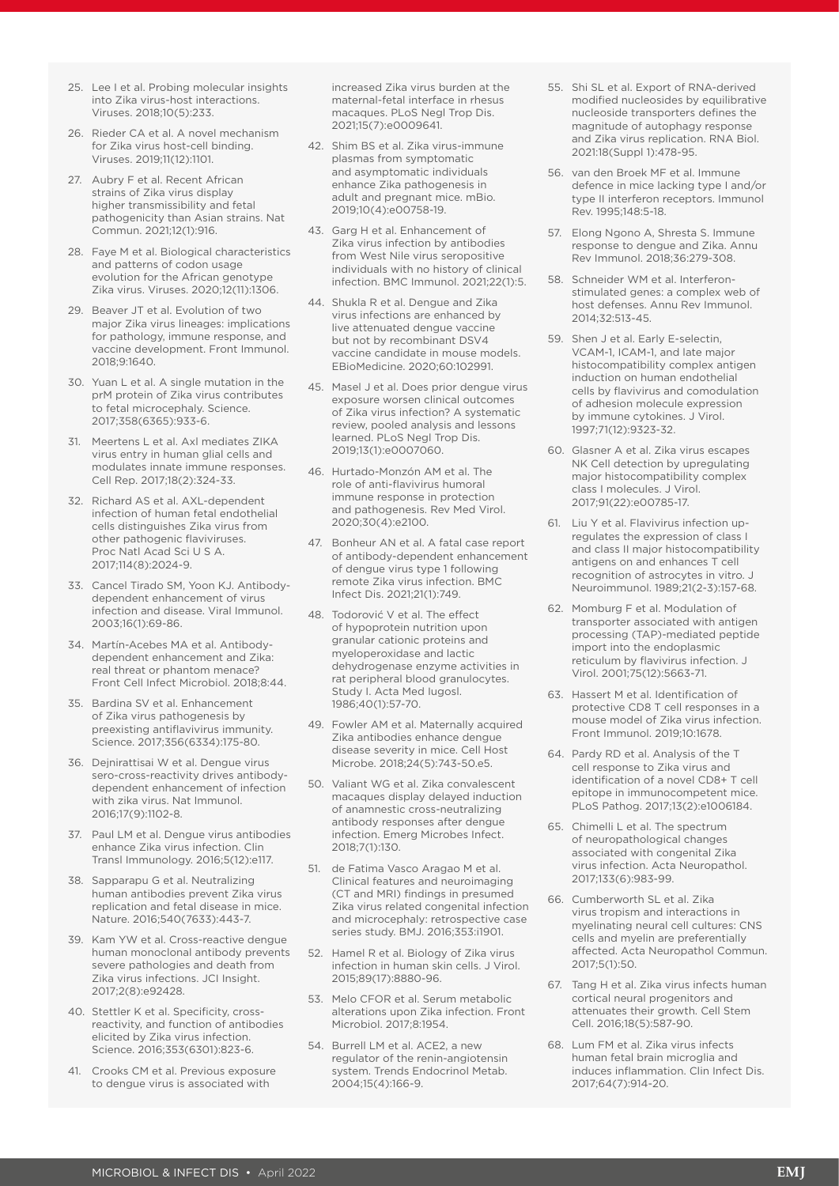25. Lee I et al. Probing molecular insights into Zika virus-host interactions. Viruses. 2018;10(5):233.
26. Rieder CA et al. A novel mechanism for Zika virus host-cell binding. Viruses. 2019;11(12):1101.
27. Aubry F et al. Recent African strains of Zika virus display higher transmissibility and fetal pathogenicity than Asian strains. Nat Commun. 2021;12(1):916.
28. Faye M et al. Biological characteristics and patterns of codon usage evolution for the African genotype Zika virus. Viruses. 2020;12(11):1306.
29. Beaver JT et al. Evolution of two major Zika virus lineages: implications for pathology, immune response, and vaccine development. Front Immunol. 2018;9:1640.
30. Yuan L et al. A single mutation in the prM protein of Zika virus contributes to fetal microcephaly. Science. 2017;358(6365):933-6.
31. Meertens L et al. Axl mediates ZIKA virus entry in human glial cells and modulates innate immune responses. Cell Rep. 2017;18(2):324-33.
32. Richard AS et al. AXL-dependent infection of human fetal endothelial cells distinguishes Zika virus from other pathogenic flaviviruses. Proc Natl Acad Sci U S A. 2017;114(8):2024-9.
33. Cancel Tirado SM, Yoon KJ. Antibody-dependent enhancement of virus infection and disease. Viral Immunol. 2003;16(1):69-86.
34. Martín-Acebes MA et al. Antibody-dependent enhancement and Zika: real threat or phantom menace? Front Cell Infect Microbiol. 2018;8:44.
35. Bardina SV et al. Enhancement of Zika virus pathogenesis by preexisting antiflavivirus immunity. Science. 2017;356(6334):175-80.
36. Dejnirattisai W et al. Dengue virus sero-cross-reactivity drives antibody-dependent enhancement of infection with zika virus. Nat Immunol. 2016;17(9):1102-8.
37. Paul LM et al. Dengue virus antibodies enhance Zika virus infection. Clin Transl Immunology. 2016;5(12):e117.
38. Sapparapu G et al. Neutralizing human antibodies prevent Zika virus replication and fetal disease in mice. Nature. 2016;540(7633):443-7.
39. Kam YW et al. Cross-reactive dengue human monoclonal antibody prevents severe pathologies and death from Zika virus infections. JCI Insight. 2017;2(8):e92428.
40. Stettler K et al. Specificity, cross-reactivity, and function of antibodies elicited by Zika virus infection. Science. 2016;353(6301):823-6.
41. Crooks CM et al. Previous exposure to dengue virus is associated with increased Zika virus burden at the maternal-fetal interface in rhesus macaques. PLoS Negl Trop Dis. 2021;15(7):e0009641.
42. Shim BS et al. Zika virus-immune plasmas from symptomatic and asymptomatic individuals enhance Zika pathogenesis in adult and pregnant mice. mBio. 2019;10(4):e00758-19.
43. Garg H et al. Enhancement of Zika virus infection by antibodies from West Nile virus seropositive individuals with no history of clinical infection. BMC Immunol. 2021;22(1):5.
44. Shukla R et al. Dengue and Zika virus infections are enhanced by live attenuated dengue vaccine but not by recombinant DSV4 vaccine candidate in mouse models. EBioMedicine. 2020;60:102991.
45. Masel J et al. Does prior dengue virus exposure worsen clinical outcomes of Zika virus infection? A systematic review, pooled analysis and lessons learned. PLoS Negl Trop Dis. 2019;13(1):e0007060.
46. Hurtado-Monzón AM et al. The role of anti-flavivirus humoral immune response in protection and pathogenesis. Rev Med Virol. 2020;30(4):e2100.
47. Bonheur AN et al. A fatal case report of antibody-dependent enhancement of dengue virus type 1 following remote Zika virus infection. BMC Infect Dis. 2021;21(1):749.
48. Todorović V et al. The effect of hypoprotein nutrition upon granular cationic proteins and myeloperoxidase and lactic dehydrogenase enzyme activities in rat peripheral blood granulocytes. Study I. Acta Med Iugosl. 1986;40(1):57-70.
49. Fowler AM et al. Maternally acquired Zika antibodies enhance dengue disease severity in mice. Cell Host Microbe. 2018;24(5):743-50.e5.
50. Valiant WG et al. Zika convalescent macaques display delayed induction of anamnestic cross-neutralizing antibody responses after dengue infection. Emerg Microbes Infect. 2018;7(1):130.
51. de Fatima Vasco Aragao M et al. Clinical features and neuroimaging (CT and MRI) findings in presumed Zika virus related congenital infection and microcephaly: retrospective case series study. BMJ. 2016;353:i1901.
52. Hamel R et al. Biology of Zika virus infection in human skin cells. J Virol. 2015;89(17):8880-96.
53. Melo CFOR et al. Serum metabolic alterations upon Zika infection. Front Microbiol. 2017;8:1954.
54. Burrell LM et al. ACE2, a new regulator of the renin-angiotensin system. Trends Endocrinol Metab. 2004;15(4):166-9.
55. Shi SL et al. Export of RNA-derived modified nucleosides by equilibrative nucleoside transporters defines the magnitude of autophagy response and Zika virus replication. RNA Biol. 2021:18(Suppl 1):478-95.
56. van den Broek MF et al. Immune defence in mice lacking type I and/or type II interferon receptors. Immunol Rev. 1995;148:5-18.
57. Elong Ngono A, Shresta S. Immune response to dengue and Zika. Annu Rev Immunol. 2018;36:279-308.
58. Schneider WM et al. Interferon-stimulated genes: a complex web of host defenses. Annu Rev Immunol. 2014;32:513-45.
59. Shen J et al. Early E-selectin, VCAM-1, ICAM-1, and late major histocompatibility complex antigen induction on human endothelial cells by flavivirus and comodulation of adhesion molecule expression by immune cytokines. J Virol. 1997;71(12):9323-32.
60. Glasner A et al. Zika virus escapes NK Cell detection by upregulating major histocompatibility complex class I molecules. J Virol. 2017;91(22):e00785-17.
61. Liu Y et al. Flavivirus infection up-regulates the expression of class I and class II major histocompatibility antigens on and enhances T cell recognition of astrocytes in vitro. J Neuroimmunol. 1989;21(2-3):157-68.
62. Momburg F et al. Modulation of transporter associated with antigen processing (TAP)-mediated peptide import into the endoplasmic reticulum by flavivirus infection. J Virol. 2001;75(12):5663-71.
63. Hassert M et al. Identification of protective CD8 T cell responses in a mouse model of Zika virus infection. Front Immunol. 2019;10:1678.
64. Pardy RD et al. Analysis of the T cell response to Zika virus and identification of a novel CD8+ T cell epitope in immunocompetent mice. PLoS Pathog. 2017;13(2):e1006184.
65. Chimelli L et al. The spectrum of neuropathological changes associated with congenital Zika virus infection. Acta Neuropathol. 2017;133(6):983-99.
66. Cumberworth SL et al. Zika virus tropism and interactions in myelinating neural cell cultures: CNS cells and myelin are preferentially affected. Acta Neuropathol Commun. 2017;5(1):50.
67. Tang H et al. Zika virus infects human cortical neural progenitors and attenuates their growth. Cell Stem Cell. 2016;18(5):587-90.
68. Lum FM et al. Zika virus infects human fetal brain microglia and induces inflammation. Clin Infect Dis. 2017;64(7):914-20.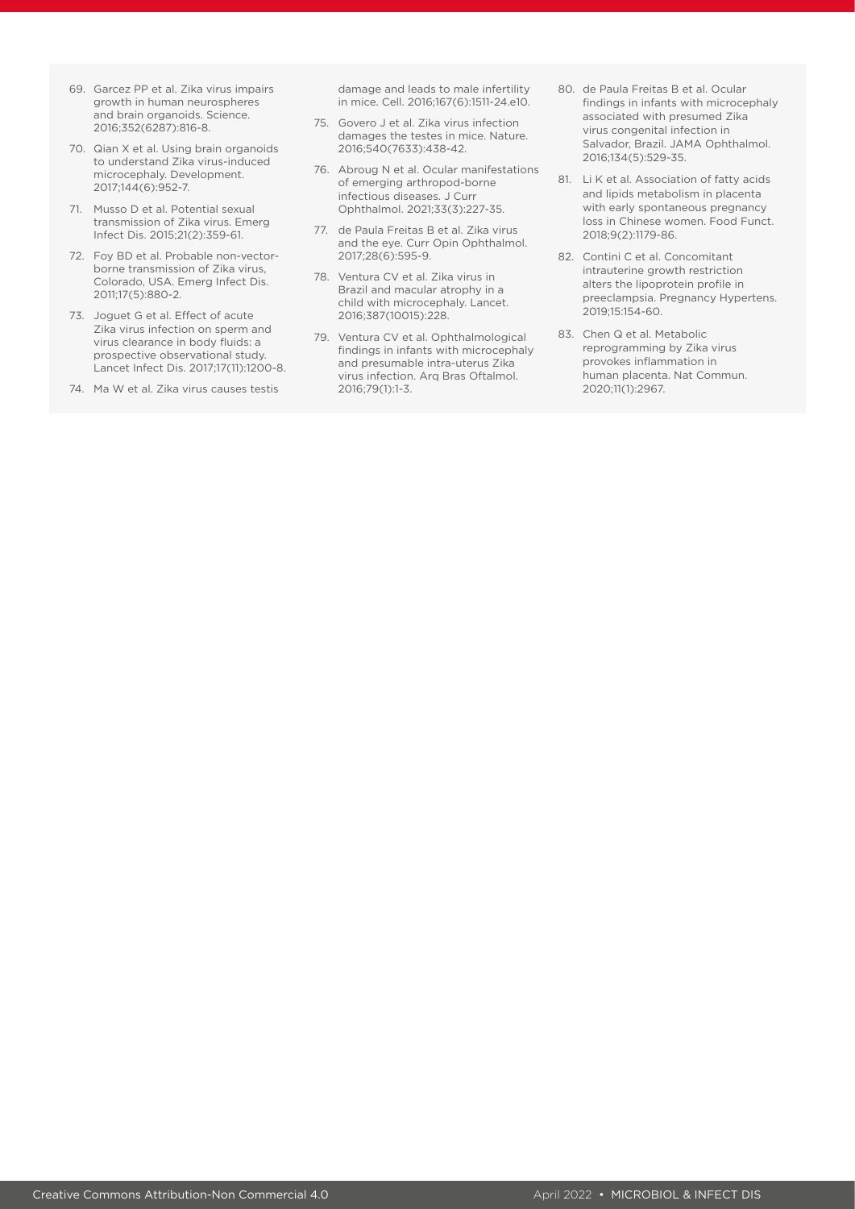69. Garcez PP et al. Zika virus impairs growth in human neurospheres and brain organoids. Science. 2016;352(6287):816-8.
70. Qian X et al. Using brain organoids to understand Zika virus-induced microcephaly. Development. 2017;144(6):952-7.
71. Musso D et al. Potential sexual transmission of Zika virus. Emerg Infect Dis. 2015;21(2):359-61.
72. Foy BD et al. Probable non-vector-borne transmission of Zika virus, Colorado, USA. Emerg Infect Dis. 2011;17(5):880-2.
73. Joguet G et al. Effect of acute Zika virus infection on sperm and virus clearance in body fluids: a prospective observational study. Lancet Infect Dis. 2017;17(11):1200-8.
74. Ma W et al. Zika virus causes testis damage and leads to male infertility in mice. Cell. 2016;167(6):1511-24.e10.
75. Govero J et al. Zika virus infection damages the testes in mice. Nature. 2016;540(7633):438-42.
76. Abroug N et al. Ocular manifestations of emerging arthropod-borne infectious diseases. J Curr Ophthalmol. 2021;33(3):227-35.
77. de Paula Freitas B et al. Zika virus and the eye. Curr Opin Ophthalmol. 2017;28(6):595-9.
78. Ventura CV et al. Zika virus in Brazil and macular atrophy in a child with microcephaly. Lancet. 2016;387(10015):228.
79. Ventura CV et al. Ophthalmological findings in infants with microcephaly and presumable intra-uterus Zika virus infection. Arq Bras Oftalmol. 2016;79(1):1-3.
80. de Paula Freitas B et al. Ocular findings in infants with microcephaly associated with presumed Zika virus congenital infection in Salvador, Brazil. JAMA Ophthalmol. 2016;134(5):529-35.
81. Li K et al. Association of fatty acids and lipids metabolism in placenta with early spontaneous pregnancy loss in Chinese women. Food Funct. 2018;9(2):1179-86.
82. Contini C et al. Concomitant intrauterine growth restriction alters the lipoprotein profile in preeclampsia. Pregnancy Hypertens. 2019;15:154-60.
83. Chen Q et al. Metabolic reprogramming by Zika virus provokes inflammation in human placenta. Nat Commun. 2020;11(1):2967.